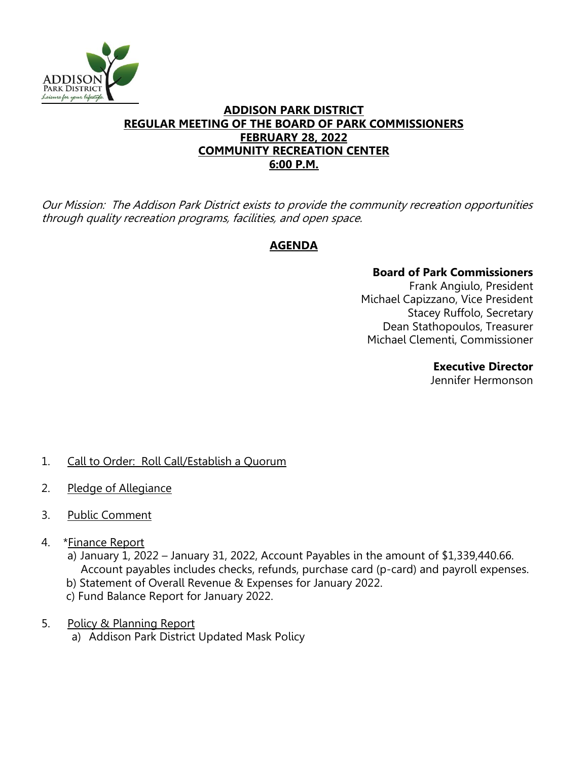# ADDISON PARK DISTRICT
## REGULAR MEETING OF THE BOARD OF PARK COMMISSIONERS
## FEBRUARY 28, 2022
## COMMUNITY RECREATION CENTER
## 6:00 P.M.

*Our Mission: The Addison Park District exists to provide the community recreation opportunities through quality recreation programs, facilities, and open space.*

## AGENDA

**Board of Park Commissioners**
Frank Angiulo, President
Michael Capizzano, Vice President
Stacey Ruffolo, Secretary
Dean Stathopoulos, Treasurer
Michael Clementi, Commissioner

**Executive Director**
Jennifer Hermonson

1. Call to Order: Roll Call/Establish a Quorum

2. Pledge of Allegiance

3. Public Comment

4. *Finance Report
   a) January 1, 2022 – January 31, 2022, Account Payables in the amount of $1,339,440.66. Account payables includes checks, refunds, purchase card (p-card) and payroll expenses.
   b) Statement of Overall Revenue & Expenses for January 2022.
   c) Fund Balance Report for January 2022.

5. Policy & Planning Report
   a) Addison Park District Updated Mask Policy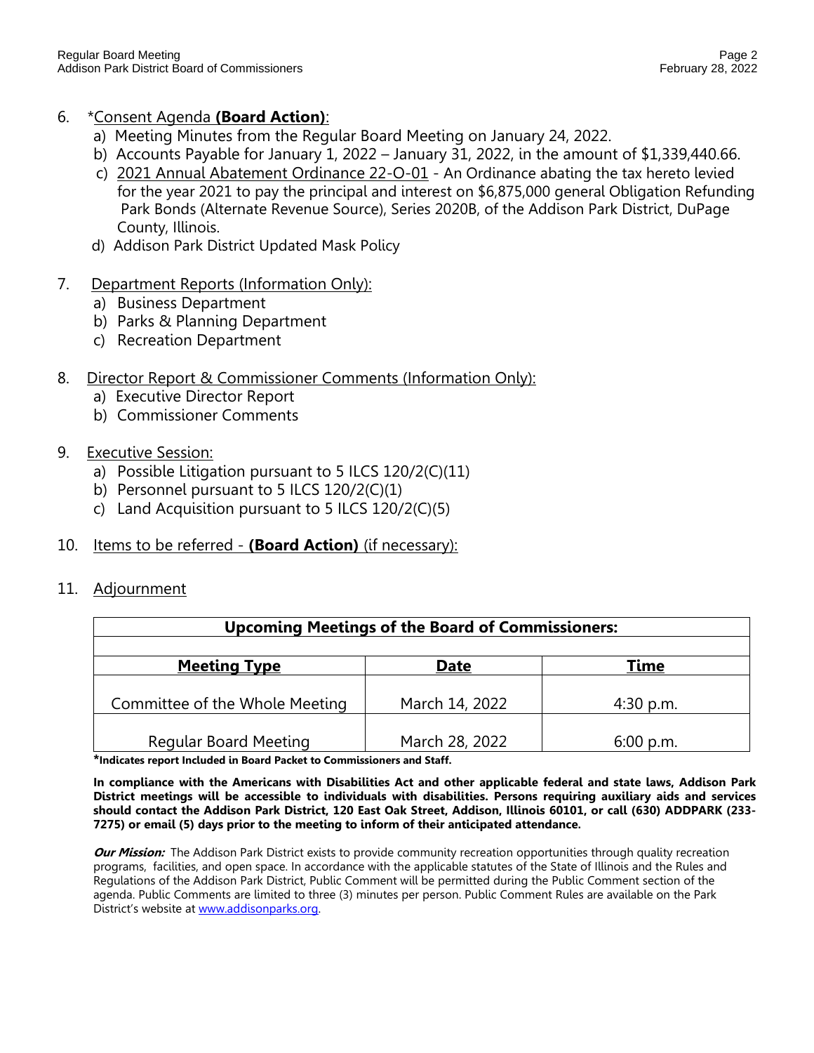6. *Consent Agenda **(Board Action)**:
   - a) Meeting Minutes from the Regular Board Meeting on January 24, 2022.
   - b) Accounts Payable for January 1, 2022 – January 31, 2022, in the amount of $1,339,440.66.
   - c) 2021 Annual Abatement Ordinance 22-O-01 - An Ordinance abating the tax hereto levied for the year 2021 to pay the principal and interest on $6,875,000 general Obligation Refunding Park Bonds (Alternate Revenue Source), Series 2020B, of the Addison Park District, DuPage County, Illinois.
   - d) Addison Park District Updated Mask Policy

7. Department Reports (Information Only):
   - a) Business Department
   - b) Parks & Planning Department
   - c) Recreation Department

8. Director Report & Commissioner Comments (Information Only):
   - a) Executive Director Report
   - b) Commissioner Comments

9. Executive Session:
   - a) Possible Litigation pursuant to 5 ILCS 120/2(C)(11)
   - b) Personnel pursuant to 5 ILCS 120/2(C)(1)
   - c) Land Acquisition pursuant to 5 ILCS 120/2(C)(5)

10. Items to be referred - **(Board Action)** (if necessary):

11. Adjournment

| **Upcoming Meetings of the Board of Commissioners:** | | |
|---|---|---|
| **Meeting Type** | **Date** | **Time** |
| Committee of the Whole Meeting | March 14, 2022 | 4:30 p.m. |
| Regular Board Meeting | March 28, 2022 | 6:00 p.m. |

**\*Indicates report Included in Board Packet to Commissioners and Staff.**

**In compliance with the Americans with Disabilities Act and other applicable federal and state laws, Addison Park District meetings will be accessible to individuals with disabilities. Persons requiring auxiliary aids and services should contact the Addison Park District, 120 East Oak Street, Addison, Illinois 60101, or call (630) ADDPARK (233-7275) or email (5) days prior to the meeting to inform of their anticipated attendance.**

***Our Mission:*** The Addison Park District exists to provide community recreation opportunities through quality recreation programs, facilities, and open space. In accordance with the applicable statutes of the State of Illinois and the Rules and Regulations of the Addison Park District, Public Comment will be permitted during the Public Comment section of the agenda. Public Comments are limited to three (3) minutes per person. Public Comment Rules are available on the Park District's website at www.addisonparks.org.